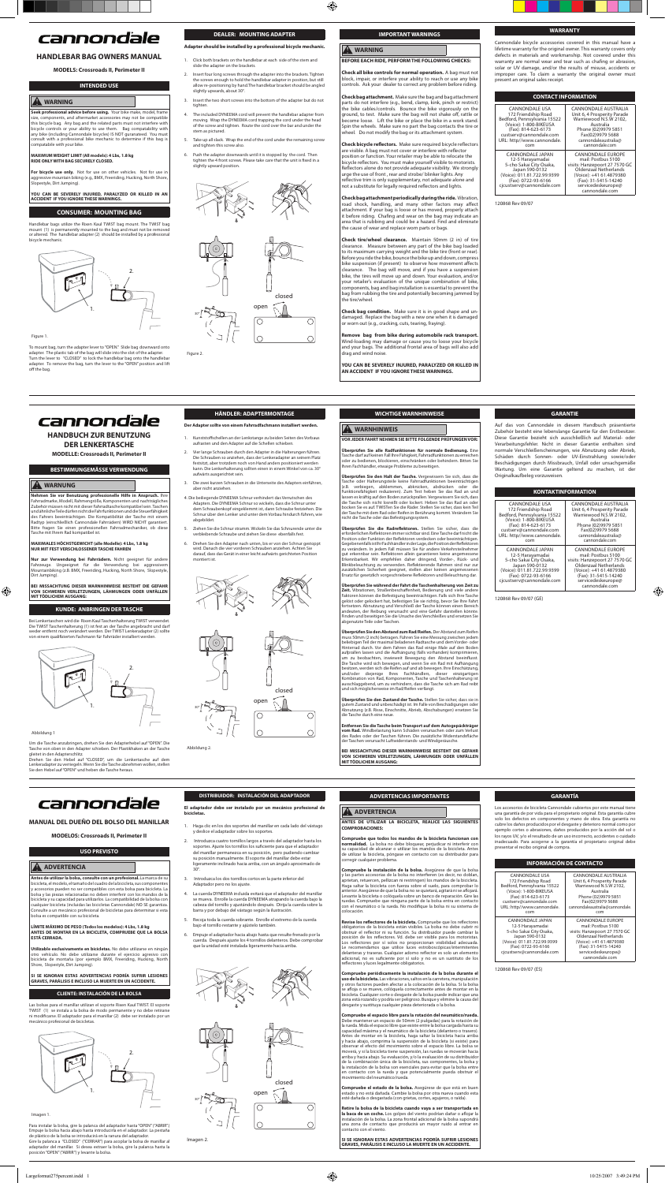# cannondale

## HANDLEBAR BAG OWNERS MANUAL

### MODELS: Crossroads II, Perimeter II

### INTENDED USE

**⚠ WARNING**

**Seek professional advice before using.** Your bike make, model, frame size, components, and aftermarket accessories may not be compatible this bicycle bag. Any bag and the related parts must not interfere with bicycle controls or your ability to use them. Bag compatibility with any bike (including Cannondale bicycles) IS NOT guaranteed. You must consult with a professional bike mechanic to determine if this bag is compatible with your bike.

**MAXIMUM WEIGHT LIMIT (All models): 4 Lbs, 1.8 kg**
**RIDE ONLY WITH BAG SECURELY CLOSED.**

**For bicycle use only.** Not for use on other vehicles. Not for use in aggressive mountain biking (e.g., BMX, Freeriding, Fucking, North Shore, Slopestyle, Dirt Jumping).

**YOU CAN BE SEVERELY INJURED, PARALYZED OR KILLED IN AN ACCIDENT IF YOU IGNORE THESE WARNINGS.**

### CONSUMER: MOUNTING BAG

Handlebar bags utilize the Rixen Kaul TWIST bag mount. The TWIST bag mount (1) is permanently mounted to the bag and must not be removed or altered. The handlebar adapter (2) should be installed by a professional bicycle mechanic.

Figure 1.

To mount bag, turn the adapter lever to "OPEN." Slide bag downward onto adapter. The plastic tab of the bag will slide into the slot of the adapter. Turn the lever to "CLOSED" to lock the handlebar bag onto the handlebar adapter. To remove the bag, turn the lever to the "OPEN" position and lift off the bag.

### DEALER: MOUNTING ADAPTER

**Adapter should be installed by a professional bicycle mechanic.**

1. Click both brackets on the handlebar at each side of the stem and slide the adapter on the brackets.
2. Insert four long screws through the adapter into the brackets. Tighten the screws enough to hold the handlebar adapter in position, but still allow re-positioning by hand The handlebar bracket should be angled slightly upwards, about 30°.
3. Insert the two short screws into the bottom of the adapter but do not tighten.
4. The included DYNEEMA cord will prevent the handlebar adapter from moving. Wrap the DYNEEMA cord trapping the cord under the head of the screw and tighten. Route the cord over the bar and under the stem as pictured.
5. Take up all slack. Wrap the end of the cord under the remaining screw and tighten this screw also.
6. Push the adapter downward until it is stopped by the cord. Then tighten the 4 front screws. Please take care that the unit is fixed in a slightly upward position.

Figure 2.

### IMPORTANT WARNINGS

**⚠ WARNING**

**BEFORE EACH RIDE, PERFORM THE FOLLOWING CHECKS:**

**Check all bike controls for normal operation.** A bag must not block, impair, or interfere your ability to reach or use any bike controls. Ask your dealer to correct any problem before riding.

**Check bag attachment.** Make sure the bag and bag attachment parts do not interfere (e.g., bend, clamp, kink, pinch or restrict) the bike cables/controls. Bounce the bike vigorously on the ground, to test. Make sure the bag will not shake off, rattle or become loose. Lift the bike or place the bike in a work stand. Spin the wheels. Make sure no part the bag contacts the tire or wheel. Do not modify the bag or its attachment system.

**Check bicycle reflectors.** Make sure required bicycle reflectors are visible. A bag must not cover or interfere with reflector position or function. Your retailer may be able to relocate the bicycle reflectors. You must make yourself visible to motorists. Reflectors alone do not provide adequate visibility. We strongly urge the use of front, rear and strobe/ blinker lights. Any reflective trim is only supplementary, not adequate alone and not a substitute for legally required reflectors and lights.

**Check bag attachment periodically during the ride.** Vibration, road shock, handling, and many other factors may affect attachment. If your bag is loose or has moved, properly attach it before riding. Chafing and wear on the bag may indicate an area that is rubbing and could be a hazard. Find and eliminate the cause of wear and replace worn parts or bags.

**Check tire/wheel clearance.** Maintain 50mm (2 in) of tire clearance. Measure between any part of the bike bag loaded to its maximum carrying weight and the bike tire (front or rear). Before you ride the bike, bounce the bike up and down, compress bike suspension (if present) to observe how movement affects clearance. The bag will move, and if you have a suspension bike, the tires will move up and down. Your evaluation, and/or your retailer's evaluation of the unique combination of bike, components, bag and bag installation is essential to prevent the bag from rubbing the tire and potentially becoming jammed by the tire/wheel.

**Check bag condition.** Make sure it is in good shape and undamaged. Replace the bag with a new one when it is damaged or worn out (e.g., cracking, cuts, tearing, fraying).

**Remove bag from bike during automobile rack transport.** Wind-loading may damage or cause you to loose your bicycle and your bags. The additional frontal area of bags will also add drag and wind noise.

**YOU CAN BE SEVERELY INJURED, PARALYZED OR KILLED IN AN ACCIDENT IF YOU IGNORE THESE WARNINGS.**

### WARRANTY

Cannondale bicycle accessories covered in this manual have a lifetime warranty for the original owner. This warranty covers only defects in materials and workmanship. Not covered under this warranty are normal wear and tear such as chafing or abrasion, solar or UV damage, and/or the results of misuse, accidents or improper care. To claim a warranty the original owner must present an original sales receipt.

### CONTACT INFORMATION

| CANNONDALE USA<br>172 Friendship Road<br>Bedford, Pennsylvania 15522<br>(Voice): 1-800-BIKEUSA<br>(Fax): 814-623-6173<br>custserv@cannondale.com<br>URL: http://www.cannondale.com | CANNONDALE AUSTRALIA<br>Unit 6, 4 Prosperity Parade<br>Warriewood N.S.W 2102, Australia<br>Phone (02)9979 5851<br>Fax(02)9979 5688<br>cannondaleaustralia@cannondale.com |
|---|---|
| CANNONDALE JAPAN<br>12-5 Harayamadai<br>5-cho Sakai City Osaka, Japan 590-0132<br>(Voice): 011.81.722.99.9399<br>(Fax): 0722-93-6166<br>cjcustserv@cannondale.com | CANNONDALE EUROPE<br>mail: Postbus 5100<br>visits: Hanzepoort 27 7570 GC Oldenzaal Netherlands<br>(Voice): +41 61 4879380<br>(Fax): 31-5415-14240<br>servicedeskeurope@cannondale.com |

120868 Rev 09/07

---

# cannondale

## HANDBUCH ZUR BENUTZUNG DER LENKERTASCHE

### MODELLE: Crossroads II, Perimeter II

### BESTIMMUNGSMÄSSE VERWENDUNG

**⚠ WARNUNG**

**Nehmen Sie vor Benutzung professionelle Hilfe in Anspruch.** Ihre Fahrradmarke, Modell, Rahmengröße, Komponenten und nachträgliches Zubehör müssen nicht mit dieser Fahrradtasche kompatibel sein. Taschen und ähnliche Teile dürfen nicht die Fahrfunktionen und die Steuerfähigkeit des Fahrers beeinträchtigen. Die Kompatibilität der Tasche mit einem Radtyp (einschließlich Cannondale Fahrrädern) WIRD NICHT garantiert. Bitte fragen Sie einen professionellen Fahrradmechaniker, ob diese Tasche mit Ihrem Rad kompatibel ist.

**MAXIMALES HÖCHSTGEWICHT (alle Modelle): 4 Lbs, 1,8 kg**
**NUR MIT FEST VERSCHLOSSENER TASCHE FAHREN**

**Nur zur Verwendung bei Fahrrädern.** Nicht geeignet für andere Fahrzeuge. Ungeeignet für die Verwendung bei aggressivem Mountainbiking (z.B. BMX, Freeriding, Fucking, North Shore, Slopestyle, Dirt Jumping).

**BEI MISSACHTUNG DIESER WARNHINWEISE BESTEHT DIE GEFAHR VON SCHWEREN VERLETZUNGEN, LÄHMUNGEN ODER UNFÄLLEN MIT TÖDLICHEM AUSGANG.**

### KUNDE: ANBRINGEN DER TASCHE

Bei Lenkertaschen wird der Rixen Kaul Taschenhalterung TWIST verwendet. Die TWIST Taschenhalterung (1) ist fest an der Tasche angebracht und darf weder entfernt noch verändert werden. Der TWIST Lenkeradapter (2) sollte von einem qualifiziertem Fachmann für Fahrräder installiert werden.

Abbildung 1

Um die Tasche anzubringen, drehen Sie den Adapterhebel auf "OPEN". Die Tasche von oben in den Adapter schieben. Der Plastikhaken an der Tasche gleitet in den Adapterschlitz.
Drehen Sie den Hebel auf "CLOSED", um die Lenkertasche auf dem Lenkeradapter zu verriegeln. Wenn Sie die Tasche abnehmen wollen, stellen Sie den Hebel auf "OPEN" und heben Sie Tasche heraus.

### HÄNDLER: ADAPTERMONTAGE

**Der Adapter sollte von einem Fahrradfachmann installiert werden.**

1. Kunststoffschellen an der Lenkerstange zu beiden Seiten des Vorbaus aufrasten und den Adapter auf die Schellen schieben.
2. Vier lange Schrauben durch den Adapter in die Halterungen führen. Die Schrauben so anziehen, dass der Lenkeradapter an seinem Platz feststizt, aber trotzdem noch von Hand anders positioniert werden kann. Die Lenkerhalterung sollten einen in einem Winkel von ca. 30° aufwärts ausgerichtet sein.
3. Die zwei kurzen Schrauben in die Unterseite des Adapters einführen, aber nicht anziehen.
4. Die beiliegende DYNEEMA Schnur verhindert das Verrutschen des Adapters. Die DYNEEMA Schnur so wickeln, dass die Schnur unter dem Schraubenkopf eingeklemmt ist, dann Schraube festziehen. Die Schnur über den Lenker und unter dem Vorbau hindurch führen, wie abgebildet.
5. Ziehen Sie die Schnur stramm. Wickeln Sie das Schnurende unter die verbleibende Schraube und ziehen Sie diese ebenfalls fest.
6. Drehen Sie den Adapter nach unten, bis er von der Schnur gestoppt wird. Danach die vier vorderen Schrauben anziehen. Achten Sie darauf, dass das Gerät in einer leicht aufwärts gerichteten Position montiert ist.

Abbildung 2.

### WICHTIGE WARNHINWEISE

**⚠ WARNHINWEIS**

**VOR JEDER FAHRT NEHMEN SIE BITTE FOLGENDE PRÜFUNGEN VOR:**

**Überprüfen Sie alle Radfunktionen für normale Bedienung.** Eine Tasche darf auf keinen Fall Ihre Fähigkeit, Fahrradfunktionen zu erreichen oder zu bedienen, blockieren, einschränken oder behindern. Bitten Sie Ihren Fachhändler, etwaige Probleme zu beseitigen.

**Überprüfen Sie den Halt der Tasche.** Vergewissern Sie sich, dass die Tasche oder Halterungsteile keine Fahrradfunktionen beeinträchtigen (z.B. verbiegen, abklemmen, abknicken, abdrücken oder die Funktionsfähigkeit reduzieren). Zum Test heben Sie das Rad an und lassen es kräftig auf den Boden zurückprallen. Vergewissern Sie sich, dass die Tasche sich nicht bewegt oder lockert. Heben Sie das Rad an oder bocken Sie es auf. TWISTen Sie die Räder. Stellen Sie sicher, dass kein Teil der Tasche mit dem Rad oder Reifen in Berührung kommt. Verändern Sie nicht die Tasche oder das Befestigungssystem.

**Überprüfen Sie die Radreflektoren.** Stellen Sie sicher, dass die erforderlichen Reflektoren immer sichtbar sind. Eine Tasche darf nicht die Position oder Funktion der Reflektoren verdecken oder beeinträchtigen. Gegebenenfalls ist Ihr Fachhändler in der Lage, die Position der Reflektoren zu verändern. In jedem Fall müssen Sie für andere Verkehrsteilnehmer gut erkennbar sein. Reflektoren allein garantieren keine angemessene Erkennbarkeit. Wir empfehlen daher dringend, Vorder-, Rück- und Blinkbeleuchtung zu verwenden. Reflektierende Rahmen sind nur zur zusätzlichen Sicherheit geeignet, reichen aber keinen angemessenen Ersatz für gesetzlich vorgeschriebene Reflektoren und Beleuchtung dar.

**Überprüfen Sie während der Fahrt die Taschenhalterung von Zeit zu Zeit.** Vibrationen, Straßenbeschaffenheit, Bedienung und viele andere Faktoren können die Befestigung beeinträchtigen. Falls sich Ihre Tasche gelöst oder gelockert hat, befestigen Sie sie richtig, bevor Sie Ihre Fahrt fortsetzen. Abnutzung und Verschleiß der Tasche können einen Bereich andeuten, der Reibung verursacht und eine Gefahr darstellen könnte. Finden und beseitigen Sie die Ursache des Verschleißes und ersetzen Sie abgenutzte Teile oder Taschen.

**Überprüfen Sie den Abstand zum Rad/Reifen.** Der Abstand zum Reifen muss 50mm (2 inch) betragen. Führen Sie eine Messung zwischen jedem beliebigen Teil der maximal beladenen Radtasche und dem Vorder- oder Hinterrad durch. Vor dem Fahren das Rad einige Male auf den Boden aufprallen lassen und die Aufhängung (falls vorhanden) komprimieren, um zu beobachten, inwieweit Bewegung den Abstand beeinflusst. Die Tasche wird sich bewegen, und wenn Sie ein Rad mit Aufhängung besitzen, werden sich die Reifen auf und ab bewegen. Ihre Einschätzung, und/oder diejenige Ihres Fachhändlers, dieser einzigartigen Kombination von Rad, Komponenten, Tasche und Taschenhalterung ist ausschlaggebend, um zu verhindern, dass die Tasche sich am Rad reibt und sich möglicherweise im Rad/Reifen verfängt.

**Überprüfen Sie den Zustand der Tasche.** Stellen Sie sicher, dass sie in gutem Zustand und unbeschädigt ist. Im Falle von Beschädigungen oder Abnutzung (z.B. Risse, Einschnitte, Abriebs, Abschabungen) ersetzen Sie die Tasche durch eine neue.

**Entfernen Sie die Tasche beim Transport auf dem Autogepäckträger vom Rad.** Windbelastung kann Schäden verursachen oder zum Verlust des Rades oder der Taschen führen. Die zusätzliche Widerstandsfläche der Taschen verursacht Luftwiderstands- und Windgeräusche.

**BEI MISSACHTUNG DIESER WARNHINWEISE BESTEHT DIE GEFAHR VON SCHWEREN VERLETZUNGEN, LÄHMUNGEN ODER UNFÄLLEN MIT TÖDLICHEM AUSGANG.**

### GARANTIE

Auf das von Cannondale in diesem Handbuch präsentierte Zubehör besteht eine lebenslange Garantie für den Ersterwerber. Diese Garantie bezieht sich ausschließlich auf Material- oder Verarbeitungsfehler. Nicht in dieser Garantie enthalten sind normale Verschleißerscheinungen, wie Abnutzung oder Abrieb, Schäden durch Sonnen- oder UV-Einstrahlung sowie/oder Beschädigungen durch Missbrauch, Unfall oder unsachgemäße Wartung. Um eine Garantie geltend zu machen, ist der Originalkaufbeleg vorzuweisen.

### KONTAKTINFORMATION

| CANNONDALE USA<br>172 Friendship Road<br>Bedford, Pennsylvania 15522<br>(Voice): 1-800-BIKEUSA<br>(Fax): 814-623-6173<br>custserv@cannondale.com<br>URL: http://www.cannondale.com | CANNONDALE AUSTRALIA<br>Unit 6, 4 Prosperity Parade<br>Warriewood N.S.W 2102, Australia<br>Phone (02)9979 5851<br>Fax(02)9979 5688<br>cannondaleaustralia@cannondale.com |
|---|---|
| CANNONDALE JAPAN<br>12-5 Harayamadai<br>5-cho Sakai City Osaka, Japan 590-0132<br>(Voice): 011.81.722.99.9399<br>(Fax): 0722-93-6166<br>cjcustserv@cannondale.com | CANNONDALE EUROPE<br>mail: Postbus 5100<br>visits: Hanzepoort 27 7570 GC Oldenzaal Netherlands<br>(Voice): +41 61 4879380<br>(Fax): 31-5415-14240<br>servicedeskeurope@cannondale.com |

120868 Rev 09/07 (GE)

---

# cannondale

## MANUAL DEL DUEÑO DEL BOLSO DEL MANILLAR

### MODELOS: Crossroads II, Perimeter II

### USO PREVISTO

**⚠ ADVERTENCIA**

**Antes de utilizar la bolsa, consulte con un profesional.** La marca de su bicicleta, el modelo, el tamaño del cuadro de la bicicleta, sus componentes y accesorios pueden no ser compatibles con esta bolsa para bicicleta. La bolsa y las piezas relacionadas no deben interferir con los mandos de la bicicleta y su capacidad para utilizarlos. La compatibilidad de la bolsa con cualquier bicicleta (incluidas las bicicletas Cannondale) NO SE garantiza. Consulte a un mecánico profesional de bicicletas para determinar si esta bolsa es compatible con su bicicleta.

**LÍMITE MÁXIMO DE PESO (Todos los modelos): 4 Lbs, 1.8 kg**
**ANTES DE MONTAR EN LA BICICLETA, COMPRUEBE QUE LA BOLSA ESTÁ CERRADA.**

**Utilizable exclusivamente en bicicletas.** No debe utilizarse en ningún otro vehículo. No debe utilizarse durante el ejercicio agresivo con bicicleta de montaña (por ejemplo BMX, Freeriding, Fucking, North Shore, Slopestyle, Dirt Jumping).

**SI SE IGNORAN ESTAS ADVERTENCIAS PODRÍA SUFRIR LESIONES GRAVES, PARÁLISIS E INCLUSO LA MUERTE EN UN ACCIDENTE.**

### CLIENTE: INSTALACIÓN DE LA BOLSA

Las bolsas para el manillar utilizan el soporte Rixen Kaul TWIST. El soporte TWIST (1) se instala a la bolsa de modo permanente y no debe retirarse ni modificarse. El adaptador para el manillar (2) debe ser instalado por un mecánico profesional de bicicletas.

Imagen 1.

Para instalar la bolsa, gire la palanca del adaptador hasta "OPEN" ("ABRIR"). Empuje la bolsa hacia abajo hasta introducirla en el adaptador. La pestaña de plástico de la bolsa se introducirá en la ranura del adaptador.
Gire la palanca a "CLOSED" ("CERRAR") para acoplar la bolsa de manillar al adaptador del manillar. Si desea extraer la bolsa, gire la palanca hasta la posición "OPEN" ("ABRIR") y levante la bolsa.

### DISTRIBUIDOR: INSTALACIÓN DEL ADAPTADOR

**El adaptador debe ser instalado por un mecánico profesional de bicicletas.**

1. Haga clic en los dos soportes del manillar en cada lado del vástago y deslice el adaptador sobre los soportes.
2. Introduzca cuatro tornillos largos a través del adaptador hasta los soportes. Ajuste los tornillos lo suficiente para que el adaptador del manillar permanezca en su posición, pero pudiendo cambiar su posición manualmente. El soporte del manillar debe estar ligeramente inclinado hacia arriba, con un ángulo aproximado de 30°.
3. Introduzca los dos tornillos cortos en la parte inferior del Adaptador pero no los ajuste.
4. La cuerda DYNEEMA incluida evitará que el adaptador del manillar se mueva. Enrolle la cuerda DYNEEMA atrapando la cuerda bajo la cabeza del tornillo y ajustándolo después. Dirija la cuerda sobre la barra y por debajo del vástago según la ilustración.
5. Recoja toda la cuerda sobrante. Enrolle el extremo de la cuerda bajo el tornillo restante y ajústelo también.
6. Empuje el adaptador hacia abajo hasta que resulte frenado por la cuerda. Después ajuste los 4 tornillos delanteros. Debe comprobar que la unidad esté instalada ligeramente hacia arriba.

Imagen 2.

### ADVERTENCIAS IMPORTANTES

**⚠ ADVERTENCIA**

**ANTES DE UTILIZAR LA BICICLETA, REALICE LAS SIGUIENTES COMPROBACIONES:**

**Compruebe que todos los mandos de la bicicleta funcionan con normalidad.** La bolsa no debe bloquear, perjudicar ni interferir con su capacidad de alcanzar o utilizar los mandos de la bicicleta. Antes de utilizar la bicicleta, póngase en contacto con su distribuidor para corregir cualquier problema.

**Compruebe la instalación de la bolsa.** Asegúrese de que la bolsa y las partes accesorias de la bolsa no interfieren (es decir, no doblan, aprietan, retuercen, pellizcan ni restringen) los mandos de la bicicleta. Haga saltar la bicicleta con fuerza sobre el suelo, para comprobar lo anterior. Asegúrese de que la bolsa no se quietará, agitará ni se aflojará. Levante la bicicleta o colóquela sobre un banco de reparación. Gire las ruedas. Compruebe que ninguna parte de la bolsa entra en contacto con el neumático o la rueda. No modifique la bolsa ni su sistema de colocación.

**Revise los reflectores de la bicicleta.** Compruebe que los reflectores obligatorios de la bicicleta están visibles. La bolsa no debe cubrir ni obstruir el reflector ni su función. Su distribuidor puede cambiar la posición de los reflectores. Vd. debe ser visible para los motoristas. Los reflectores por sí solos no proporcionan visibilidad adecuada. Le recomendamos que utilice luces estroboscópicas/intermitentes delanteras y traseras. Cualquier adorno reflector es sólo un elemento adicional, no es suficiente por sí solo y no es un sustituto de los reflectores y luces legalmente obligatorios.

**Compruebe periódicamente la instalación de la bolsa durante el uso de la bicicleta.** Las vibraciones, saltos en la carretera, manipulación y otros factores pueden afectar a la colocación de la bolsa. Si la bolsa se afloja o se mueve, colóquela correctamente antes de montar en la bicicleta. Cualquier corte o desgaste de la bolsa puede indicar que una zona está rozando y podría ser peligroso. Busque y elimine la causa del desgaste y sustituya cualquier pieza deteriorada o la bolsa.

**Compruebe el espacio libre para la rotación del neumático/rueda.** Debe mantener un espacio de 50mm (2 pulgadas) para la rotación de la rueda. Mida el espacio libre que existe entre la bolsa cargada hasta su capacidad máxima y el neumático de la bicicleta (delantero o trasero). Antes de montar en la bicicleta, haga saltar la bicicleta hacia arriba y hacia abajo, comprima la suspensión de la bicicleta (si existe) para observar el efecto del movimiento sobre el espacio libre. La bolsa se moverá, y si la bicicleta tiene suspensión, las ruedas se moverán hacia arriba y hacia abajo. Su evaluación, y/o la evaluación de su distribuidor de la combinación única de la bicicleta, sus componentes, la bolsa y la instalación de la bolsa son esenciales para evitar que la bolsa entre en contacto con la rueda y que potencialmente pueda obstruir el movimiento del neumático/rueda.

**Compruebe el estado de la bolsa.** Asegúrese de que está en buen estado y no está dañada. Cambie la bolsa por otra nueva cuando esta esté dañada o desgastada (con grietas, cortes, agujeros, o raída).

**Retire la bolsa de la bicicleta cuando vaya a ser transportada en la baca de un coche.** Los golpes del viento podrían dañar o aflojar la instalación de la bolsa. La zona frontal adicional de la bolsa supondrá una zona de contacto que producirá un mayor ruido al entrar en contacto con el viento.

**SI SE IGNORAN ESTAS ADVERTENCIAS PODRÍA SUFRIR LESIONES GRAVES, PARÁLISIS E INCLUSO LA MUERTE EN UN ACCIDENTE.**

### GARANTÍA

Los accesorios de bicicleta Cannondale cubiertos por este manual tiene una garantía de por vida para el propietario original. Esta garantía cubre solo los defectos en componentes y mano de obra. Esta garantía no cubre los daños producidos por el desgaste y deterioro normal como por ejemplo cortes o abrasiones, daños producidos por la acción del sol o los rayos UV, y/o el resultado de un uso incorrecto, accidentes o cuidado inadecuado. Para acogerse a la garantía el propietario original debe presentar el recibo original de compra.

### INFORMACIÓN DE CONTACTO

| CANNONDALE USA<br>172 Friendship Road<br>Bedford, Pennsylvania 15522<br>(Voice): 1-800-BIKEUSA<br>(Fax): 814-623-6173<br>custserv@cannondale.com<br>URL: http://www.cannondale.com | CANNONDALE AUSTRALIA<br>Unit 6, 4 Prosperity Parade<br>Warriewood N.S.W 2102, Australia<br>Phone (02)9979 5851<br>Fax(02)9979 5688<br>cannondaleaustralia@cannondale.com |
|---|---|
| CANNONDALE JAPAN<br>12-5 Harayamadai<br>5-cho Sakai City Osaka, Japan 590-0132<br>(Voice): 011.81.722.99.9399<br>(Fax): 0722-93-6166<br>cjcustserv@cannondale.com | CANNONDALE EUROPE<br>mail: Postbus 5100<br>visits: Hanzepoort 27 7570 GC Oldenzaal Netherlands<br>(Voice): +41 61 4879380<br>(Fax): 31-5415-14240<br>servicedeskeurope@cannondale.com |

120868 Rev 09/07 (ES)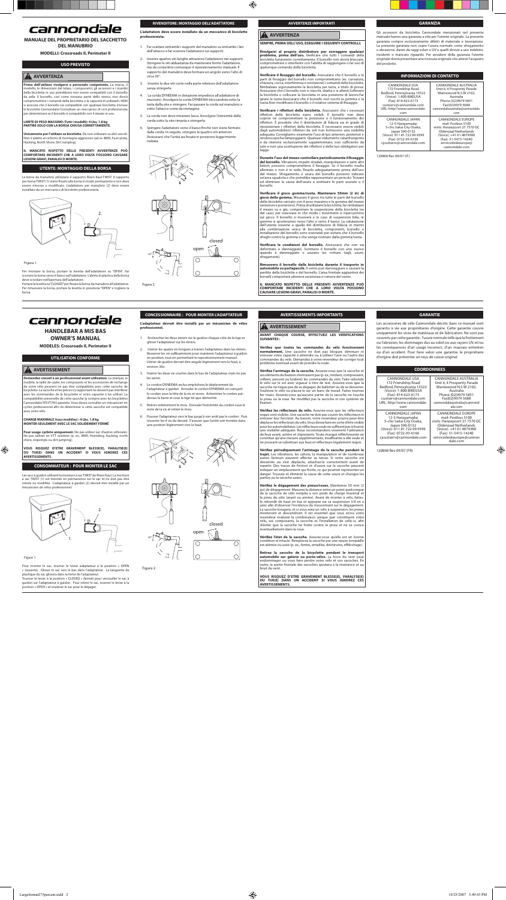# cannondale

## MANUALE DEL PROPRIETARIO DEL SACCHETTO DEL MANUBRIO

### MODELLI: Crossroads II, Perimeter II

## USO PREVISTO

### ⚠ AVVERTENZA

**Prima dell'utilizzo rivolgersi a personale competente.** La marca, il modello, le dimensioni del telaio, i componenti, gli accessori e i ricambi della bicicletta in uso potrebbero non essere compatibili con il borsello da sella. Il borsello, così come nessuna parte dello stesso, non dovrà compromettere i comandi della bicicletta o la capacità di utilizzarli. NON si assicura che il borsello sia compatibile con qualsiasi bicicletta (incluse le biciclette Cannondale) Consultare un meccanico di cicli professionista per determinare se il borsello è compatibile con il mezzo in uso.

**LIMITE DI PESO MASSIMO (Tutti i modelli): 4 Lbs, 1,8 kg PARTIRE SOLO CON LA BORSA CHIUSA CORRETTAMENTE.**

**Unicamente per l'utilizzo su bicicletta.** Da non utilizzare su altri veicoli. Non è adatto al ciclismo di montagna aggressivo (ad es. BMX, Fuori pista, Hucking, North Shore, Dirt Jumping).

**IL MANCATO RISPETTO DELLE PRESENTI AVVERTENZE PUÒ COMPORTARE INCIDENTI CHE A LORO VOLTA POSSONO CAUSARE LESIONI GRAVI, PARALISI O MORTE.**

## UTENTE: MONTAGGIO DELLA BORSA

Le borse da manubrio utilizzano il supporto Rixen Kaul TWIST. Il supporto per borsa TWIST (1) viene fissato alla borsa in modo permanente e non deve essere rimosso o modificato. L'adattatore per manubrio (2) deve essere installato da un meccanico di biciclette professionista.

Figura 1.

Per montare la borsa, portare la levetta dell'adattatore su "OPEN". Far scorrere la borsa verso il basso sull'adattatore. L'aletta di plastica della borsa deve scivolare nell'apertura dell'adattatore.

Portare la levetta su "CLOSED" per fissare la borsa da manubrio all'adattatore. Per rimuovere la borsa, portare la levetta in posizione "OPEN" e togliere la borsa.

## RIVENDITORE: MONTAGGIO DELL'ADATTATORE

**L'adattatore deve essere installato da un meccanico di biciclette professionista.**

1. Far scattare entrambi i supporti del manubrio su entrambi i lati dell'attacco e far scorrere l'adattatore sui supporti.
2. Inserire quattro viti lunghe attraverso l'adattatore nei supporti. Stringere le viti abbastanza da mantenere fermo l'adattatore, ma da consentire comunque il riposizionamento manuale. Il supporto del manubrio deve formare un angolo verso l'alto di circa 30°.
3. Inserire le due viti corte nella parte inferiore dell'adattatore senza stringerle.
4. La corda DYNEEMA in dotazione impedisce all'adattatore di muoversi. Avvolgere la corda DYNEEMA bloccandola sotto la testa della vite e stringere. Far passare la corda sul manubrio e sotto l'attacco come da immagine.
5. La corda non deve rimanere lasca. Avvolgere l'estremità della corda sotto la vite rimasta e stringerla.
6. Spingere l'adattatore verso il basso finché non viene fermato dalla corda. In seguito, stringere le quattro viti anteriori. Assicurarsi che l'unità sia fissata in posizione leggermente rialzata.

Figura 2.

## AVVERTENZE IMPORTANTI

### ⚠ AVVERTENZA

**SEMPRE, PRIMA DELL'USO, ESEGUIRE I SEGUENTI CONTROLLI:**

**Rivolgersi al proprio distributore per correggere qualsiasi problema, prima dell'uso.** Verificare che tutti i comandi della bicicletta funzionino correttamente. Il borsello non dovrà bloccare, compromettere o interferire con l'abilità di raggiungere o far uso di qualunque comando della bicicletta.

**Verificare il fissaggio del borsello.** Assicurarsi che il borsello e le parti di fissaggio del borsello non compromettano (es. curvatura, chiusura, cocca, interferenza o restrizione) i comandi della bicicletta. Rimbalzare vigorosamente la bicicletta per terra, a titolo di prova. Assicurarsi che il borsello non si stacchi, sbatta o si allenti.Sollevare la bicicletta o collocare la bicicletta in una posizione di lavoro.Far girare le ruote.Assicurarsi che il borsello non tocchi la gomma o la ruota Non modificare il borsello o il relativo sistema di fissaggio.

**Verificare i riflettori della bicicletta.** Assicurarsi che i necessari riflettori della bicicletta siano visibili. Il borsello non deve coprire né compromettere la posizione o il funzionamento dei riflettori. È possibile che il distributore di fiducia sia in grado di riposizionare i riflettori della bicicletta. È necessario essere visibili dagli automobilisti.I riflettori del borsello non forniscono una visibilità adeguata. Consigliamo vivamente l'uso di luci anteriori, posteriori e stroboscopiche/lampeggianti. Qualsiasi indumento catarifrangente è da ritenersi esclusivamente supplementare, non sufficiente da solo e non una sostituzione dei riflettori e delle luci obbligatori per legge.

**Durante l'uso del mezzo controllare periodicamente il fissaggio del borsello.** Vibrazioni, impatti stradali, manipolazioni e tanti altri fattori, possono compromettere il fissaggio. Se il borsello risulta allentato o non è in sede, fissarlo adeguatamente prima dell'uso del mezzo. Sfregamento e usura del borsello possono indicare un'area squalcita e che potrebbe rappresentare un pericolo. Trovare ed eliminare la causa dell'usura e sostituire le parti usurate o il borsello.

**Verificare il gioco gomma/ruota. Mantenere 50mm (2 in) di gioco della gomma.** Misurare il gioco tra tutte le parti del borsello della bicicletta caricato con il peso massimo e la gomma del mezzo (anteriore e posteriore). Prima di utilizzare la bicicletta, far rimbalzare il mezzo su e giù, comprimere la sospensione della bicicletta (se del caso) per osservare in che modo i movimenti si ripercuotono sul gioco. Il borsello si muoverà e in caso di suspension bike, le gomme si sposteranno verso l'alto e verso il basso. La valutazione dell'utente insieme a quella del distributore di fiducia in merito alla combinazione unica di bicicletta, componenti, borsello e installazione del borsello sono essenziali per evitare che il borsello sfreghi contro la gomma e che venga rovinato dalla gomma/ruota.

**Verificare le condizioni del borsello.** Assicurarsi che non sia deformato e danneggiato. Sostituire il borsello con uno nuovo quando è danneggiato o usurato (es. rotture, tagli, usure, sfregamenti).

**Rimuovere il borsello dalla bicicletta durante il trasporto in automobile su portapacchi.** Il vento può danneggiare o causare la perdita della bicicletta e del borsello. L'area frontale aggiuntiva dei borselli comporterà ulteriore resistenza e rumore del vento.

**IL MANCATO RISPETTO DELLE PRESENTI AVVERTENZE PUÒ COMPORTARE INCIDENTI CHE A LORO VOLTA POSSONO CAUSARE LESIONI GRAVI, PARALISI O MORTE.**

## GARANZIA

Gli accessori da bicicletta Cannondale menzionati nel presente manuale hanno una garanzia a vita per l'utente originale. La presente garanzia copre esclusivamente difetti di materiale e lavorazione. La presente garanzia non copre l'usura normale come sfregamento o abrasione, danni da raggi solari o UV e quelli dovuti a uso indebito, incidenti o mancato riguardo. Per avvalersi della garanzia l'utente originale dovrà presentare una ricevuta originale che attesti l'acquisto del prodotto.

## INFORMAZIONI DI CONTATTO

| | |
|---|---|
| CANNONDALE USA<br>172 Friendship Road<br>Bedford, Pennsylvania 15522<br>(Voice): 1-800-BIKEUSA<br>(Fax): 814-623-6173<br>custserv@cannondale.com<br>URL: http://www.cannondale.com | CANNONDALE AUSTRALIA<br>Unit 6, 4 Prosperity Parade<br>Warriewood N.S.W 2102,<br>Australia<br>Phone (02)9979 5851<br>Fax(02)9979 5688<br>cannondaleaustralia@cannondale.com |
| CANNONDALE JAPAN<br>12-5 Harayamadai<br>5-cho Sakai City Osaka,<br>Japan 590-0132<br>(Voice): 011.81.722.99.9399<br>(Fax): 0722-93-6166<br>cjcustserv@cannondale.com | CANNONDALE EUROPE<br>mail: Postbus 5100<br>visits: Hanzepoort 27 7570 GC<br>Oldenzaal Netherlands<br>(Voice): +41 61 4879380<br>(Fax): 31-5415-14240<br>servicedeskeurope@cannondale.com |

120868 Rev 09/07 (IT)

# cannondale

## HANDLEBAR A MIS BAS OWNER'S MANUAL

### MODELES: Crossroads II, Perimeter II

## UTILISATION CONFORME

### ⚠ AVERTISSEMENT

**Demandez conseil à un professionnel avant utilisation.** La marque, le mobile, la taille de cadre, les composants et les accessoires de rechange de votre vélo peuvent ne pas être compatibles avec cette sacoche de bicyclette. La sacoche et les pièces s'y rapportant ne doivent pas interférer avec les commandes de la bicyclette ni votre capacité à les utiliser. La compatibilité universelle de cette sacoche (y compris avec les bicyclettes Cannondale) N'EST PAS garantie. Vous devez consulter un mécanicien en cycles professionnel afin de déterminer si cette sacoche est compatible avec votre vélo.

**CHARGE MAXIMALE (tous modèles) : 4 Lbs, 1,8 kg MONTER SEULEMENT AVEC LE SAC SOLIDEMENT FERMÉ**

**Pour usage cycliste uniquement.** Ne pas utiliser sur d'autres véhicules. Ne pas utiliser en VTT extrême (p. ex., BMX, freeriding, hucking, north shore, slopestyle ou dirt jumping).

**VOUS RISQUEZ D'ÊTRE GRAVEMENT BLESSÉ(E), PARALYSÉ(E) OU TUÉ(E) DANS UN ACCIDENT SI VOUS IGNOREZ CES AVERTISSEMENTS.**

## CONSOMMATEUR : POUR MONTER LE SAC

Les sacs à guidon utilisent la monture à sac TWIST de Rixen Kaul. La monture à sac TWIST (1) est montée en permanence sur le sac et ne doit pas être retirée ou modifiée. L'adaptateur à guidon (2) devrait être installé par un mécanicien de vélos professionnel.

Figure 1.

Pour monter le sac, tourner le levier adaptateur à la position « OPEN » (ouverte). Glisser le sac vers le bas dans l'adaptateur. La languette de plastique du sac glissera dans la fente de l'adaptateur.

Tourner le levier à la position « CLOSED » (fermé) pour verrouiller le sac à guidon sur l'adaptateur à guidon. Pour retirer le sac, tourner le levier à la position « OPEN » et soulever le sac pour le dégager.

## CONCESSIONNAIRE : POUR MONTER L'ADAPTATEUR

**L'adaptateur devrait être installé par un mécanicien de vélos professionnel.**

1. Enclencher les deux étriers sur le guidon chaque côté de la tige et glisser l'adaptateur sur les étriers.
2. Insérer les quatre vis longues à travers l'adaptateur dans les étriers. Resserrer les vis suffisamment pour maintenir l'adaptateur à guidon en position, tout en permettant le repositionnement manuel. L'étrier de guidon devrait être angulé légèrement vers le haut, à environ 30o.
3. Insérer les deux vis courtes dans le bas de l'adaptateur, mais ne pas les serrer.
4. Le cordon DYNEEMA inclus empêchera le déplacement de l'adaptateur à guidon. Enrouler le cordon DYNEEMA en coinçant le cordon sous la tête de la vis et serrer. Acheminer le cordon par-dessus la barre et sous la tige tel que démontré.
5. Retirer entièrement le mou. Enrouler l'extrémité du cordon sous le reste de la vis et retirer le mou.
6. Pousser l'adaptateur vers le bas jusqu'à son arrêt par le cordon. Puis resserrer les 4 vis du devant. S'assurer que l'unité soit montée dans une position légèrement vers le haut.

Figure 2.

## AVERTISSEMENTS IMPORTANTS

### ⚠ AVERTISSEMENT

**AVANT CHAQUE COURSE, EFFECTUEZ LES VÉRIFICATIONS SUIVANTES :**

**Vérifiez que toutes les commandes du vélo fonctionnent normalement.** Une sacoche ne doit pas bloquer, diminuer ni entraver votre capacité à atteindre ou à utiliser l'une ou l'autre des commandes du vélo. Demandez à votre revendeur de corriger tout problème éventuel avant de prendre la route.

**Vérifiez l'arrimage de la sacoche.** Assurez-vous que la sacoche et ses éléments de fixation n'entravent pas (p. ex., tordent, compressent, entravent, pincent ou brident) les commandes du vélo. Faites rebondir le vélo sur le sol avec vigueur à titre de test. Assurez-vous que la sacoche ne risque pas de se dégager, de ballotter ou de se desserrer. Soulevez le vélo ou placez-le sur un banc de travail. Faites tourner les roues. Assurez-vous qu'aucune partie de la sacoche ne touche le pneu ou la roue. Ne modifiez pas la sacoche ou son système de fixation.

**Vérifiez les réflecteurs du vélo.** Assurez-vous que les réflecteurs requis sont visibles. Une sacoche ne doit pas couvrir les réflecteurs ni entraver leur fonction. Au besoin, votre revendeur pourra peut-être déplacer les réflecteurs du vélo. Vous devez faire en sorte d'être visible pour les automobilistes. Les réflecteurs seuls ne suffisent pas à fournir une visibilité adéquate. Nous recommandons vivement l'utilisation de feux avant, arrière et clignotants. Toute marque réfléchissante ne constitue qu'une mesure supplémentaire, insuffisante à elle seule et ne pouvant se substituer aux feux et réflecteurs légalement requis.

**Vérifiez périodiquement l'arrimage de la sacoche pendant le trajet.** Les vibrations, les cahots, la manipulation et de nombreux autres facteurs peuvent affecter sa tenue. Si votre sacoche est desserrée ou s'est déplacée, attachez-la correctement avant de repartir. Des traces de friction et d'usure sur la sacoche peuvent indiquer un emplacement qui frotte, ce qui pourrait représenter un danger. Trouvez et éliminez la cause de cette usure et changez les parties de la sacoche usées.

**Vérifiez le dégagement des pneus/roues.** Maintenez 50 mm (2 po) de dégagement. Mesurez la distance entre un point quelconque de la sacoche de vélo remplie à son poids de charge maximal et le pneu du vélo (avant ou arrière). Avant de monter à vélo, faites-le rebondir de haut en bas et appuyez sur sa suspension (s'il en a une) afin d'observer l'incidence du mouvement sur le dégagement. La sacoche bougera, et si vous avez un vélo à suspension, les pneus monteront et descendront. Il est essentiel que vous et/ou votre revendeur évaluiez la combinaison unique que constituent votre vélo, ses composants, la sacoche et l'installation de celle-ci, afin d'éviter que la sacoche ne frotte contre le pneu et ne se coince éventuellement dans la roue.

**Vérifiez l'état de la sacoche.** Assurez-vous qu'elle est en bonne condition et intacte. Remplacez la sacoche par une neuve lorsqu'elle est abîmée ou usée (p. ex., fentes, entailles, déchirures, effilochage).

**Retirez la sacoche de la bicyclette pendant le transport automobile sur galerie ou porte-vélos.** La force du vent peut endommager ou vous faire perdre votre vélo et vos sacoches. En outre, la partie frontale des sacoches ajoutera à la résistance et au bruit du vent.

**VOUS RISQUEZ D'ÊTRE GRAVEMENT BLESSÉ(E), PARALYSÉ(E) OU TUÉ(E) DANS UN ACCIDENT SI VOUS IGNOREZ CES AVERTISSEMENTS.**

## GARANTIE

Les accessoires de vélo Cannondale décrits dans ce manuel sont garantis à vie aux propriétaires d'origine. Cette garantie couvre uniquement les vices de matériaux et de fabrication. Ne sont pas couverts par cette garantie : l'usure normale telle que le frottement ou l'abrasion, les dommages dus au soleil ou aux rayons UV, et/ou les conséquences d'un usage incorrect, d'un mauvais entretien ou d'un accident. Pour faire valoir une garantie, le propriétaire d'origine doit présenter un reçu de caisse original.

## COORDONNEES

| | |
|---|---|
| CANNONDALE USA<br>172 Friendship Road<br>Bedford, Pennsylvania 15522<br>(Voice): 1-800-BIKEUSA<br>(Fax): 814-623-6173<br>custserv@cannondale.com<br>URL: http://www.cannondale.com | CANNONDALE AUSTRALIA<br>Unit 6, 4 Prosperity Parade<br>Warriewood N.S.W 2102,<br>Australia<br>Phone (02)9979 5851<br>Fax(02)9979 5688<br>cannondaleaustralia@cannondale.com |
| CANNONDALE JAPAN<br>12-5 Harayamadai<br>5-cho Sakai City Osaka,<br>Japan 590-0132<br>(Voice): 011.81.722.99.9399<br>(Fax): 0722-93-6166<br>cjcustserv@cannondale.com | CANNONDALE EUROPE<br>mail: Postbus 5100<br>visits: Hanzepoort 27 7570 GC<br>Oldenzaal Netherlands<br>(Voice): +41 61 4879380<br>(Fax): 31-5415-14240<br>servicedeskeurope@cannondale.com |

120868 Rev 09/07 (FR)